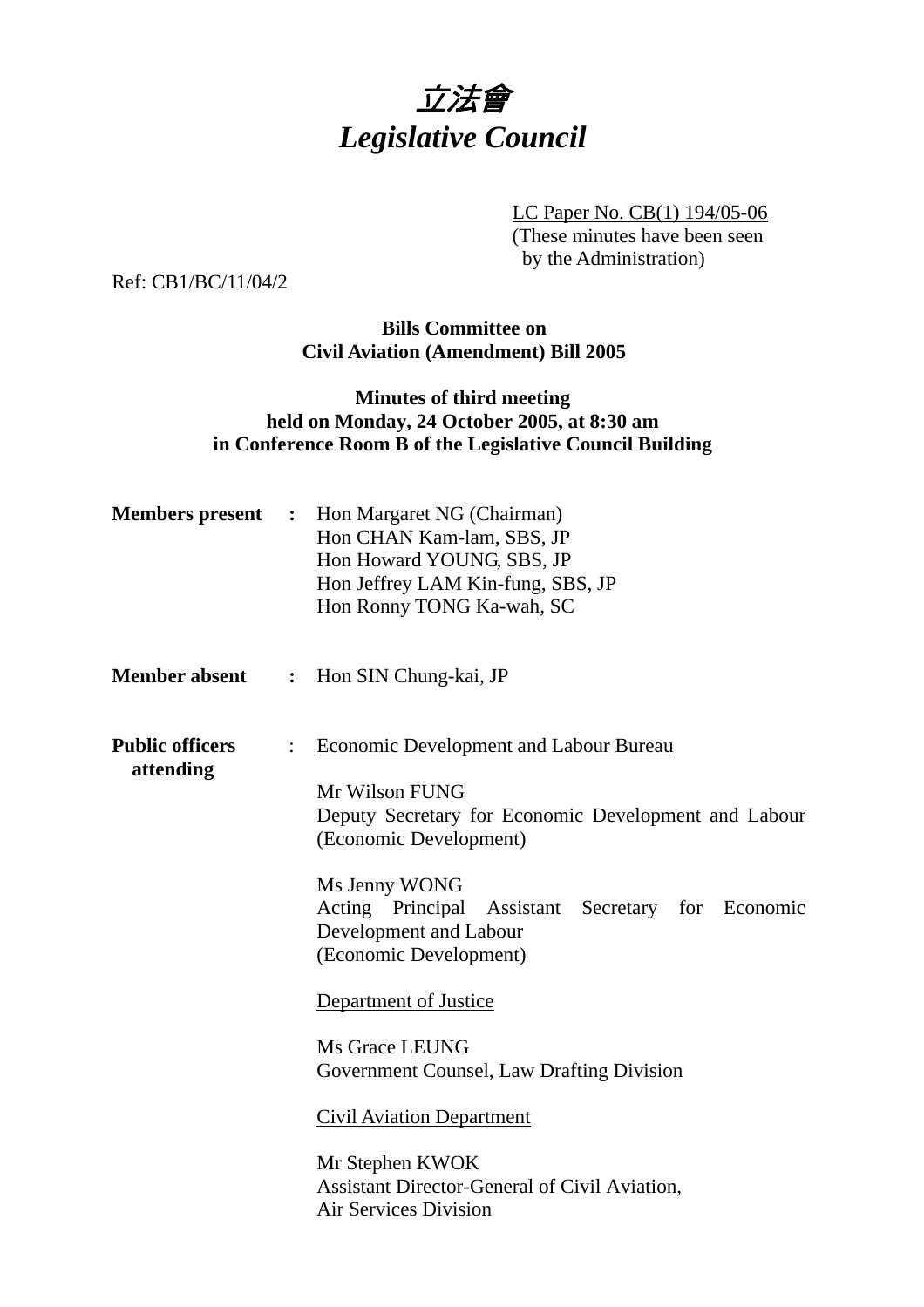# 立法會
# *Legislative Council*

LC Paper No. CB(1) 194/05-06
(These minutes have been seen by the Administration)

Ref: CB1/BC/11/04/2

**Bills Committee on**
**Civil Aviation (Amendment) Bill 2005**

**Minutes of third meeting**
**held on Monday, 24 October 2005, at 8:30 am**
**in Conference Room B of the Legislative Council Building**

**Members present :** Hon Margaret NG (Chairman)
Hon CHAN Kam-lam, SBS, JP
Hon Howard YOUNG, SBS, JP
Hon Jeffrey LAM Kin-fung, SBS, JP
Hon Ronny TONG Ka-wah, SC

**Member absent :** Hon SIN Chung-kai, JP

**Public officers attending :** Economic Development and Labour Bureau

Mr Wilson FUNG
Deputy Secretary for Economic Development and Labour (Economic Development)

Ms Jenny WONG
Acting Principal Assistant Secretary for Economic Development and Labour
(Economic Development)

Department of Justice

Ms Grace LEUNG
Government Counsel, Law Drafting Division

Civil Aviation Department

Mr Stephen KWOK
Assistant Director-General of Civil Aviation,
Air Services Division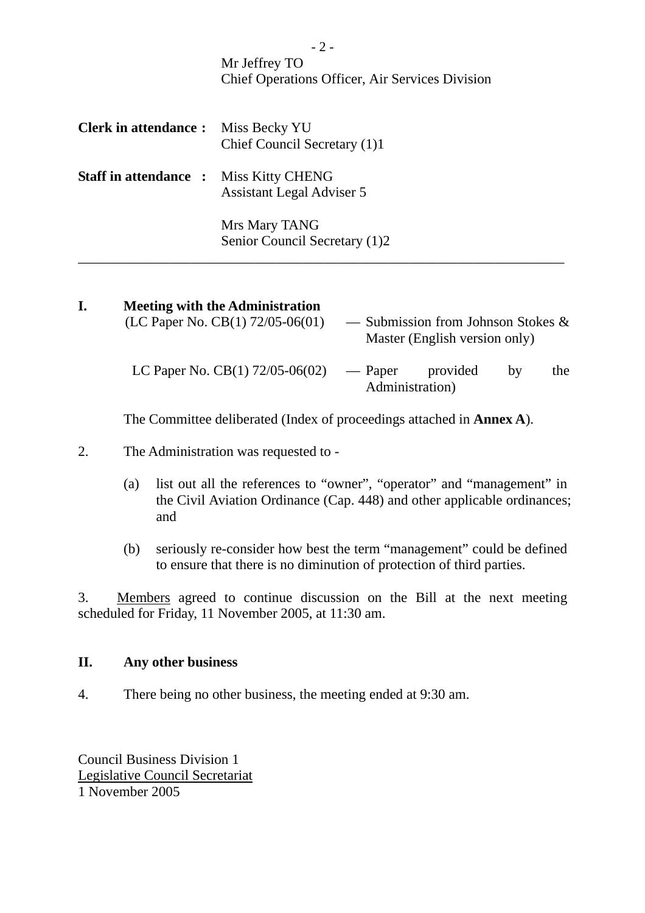Mr Jeffrey TO
Chief Operations Officer, Air Services Division

**Clerk in attendance :** Miss Becky YU
Chief Council Secretary (1)1

**Staff in attendance :** Miss Kitty CHENG
Assistant Legal Adviser 5

Mrs Mary TANG
Senior Council Secretary (1)2

---

**I. Meeting with the Administration**

(LC Paper No. CB(1) 72/05-06(01) — Submission from Johnson Stokes & Master (English version only)

LC Paper No. CB(1) 72/05-06(02) — Paper provided by the Administration)

The Committee deliberated (Index of proceedings attached in **Annex A**).

2. The Administration was requested to -

(a) list out all the references to "owner", "operator" and "management" in the Civil Aviation Ordinance (Cap. 448) and other applicable ordinances; and

(b) seriously re-consider how best the term "management" could be defined to ensure that there is no diminution of protection of third parties.

3. Members agreed to continue discussion on the Bill at the next meeting scheduled for Friday, 11 November 2005, at 11:30 am.

**II. Any other business**

4. There being no other business, the meeting ended at 9:30 am.

Council Business Division 1
Legislative Council Secretariat
1 November 2005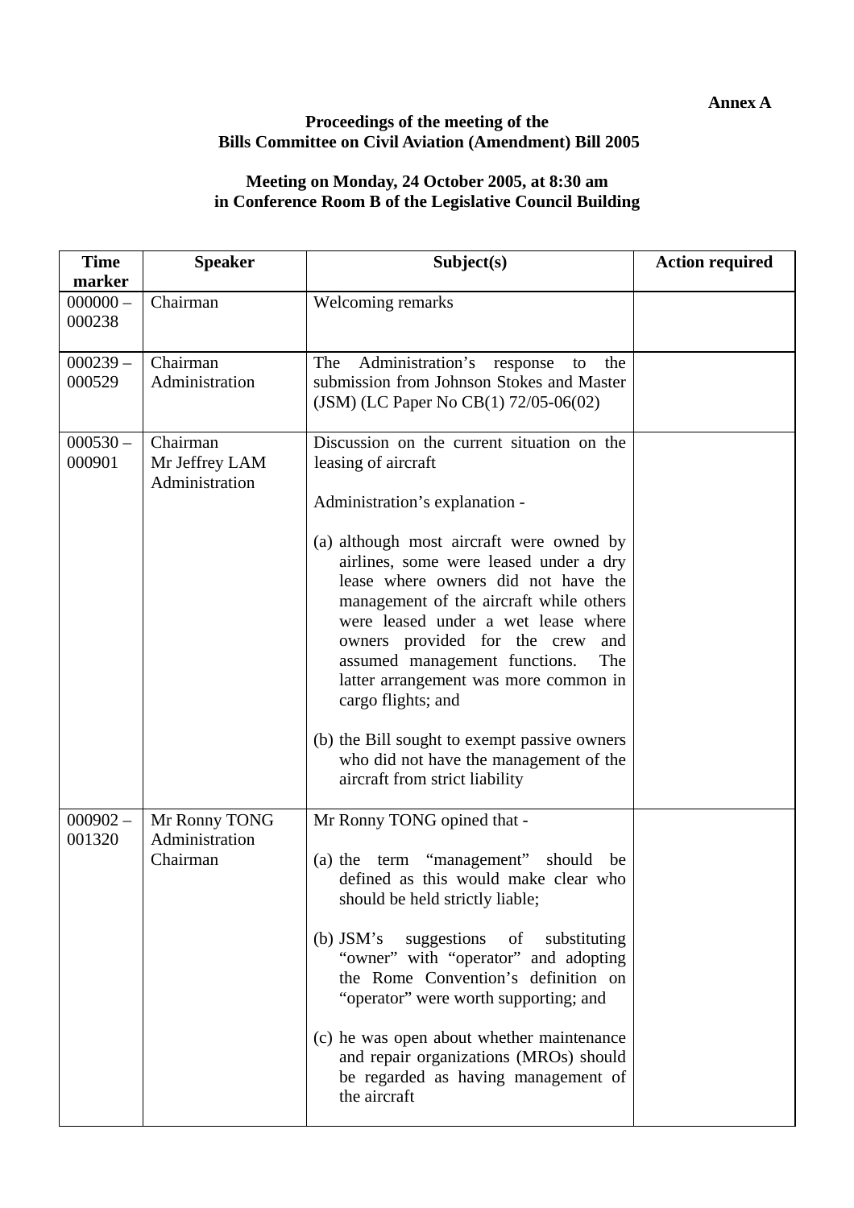**Annex A**

**Proceedings of the meeting of the**
**Bills Committee on Civil Aviation (Amendment) Bill 2005**

**Meeting on Monday, 24 October 2005, at 8:30 am**
**in Conference Room B of the Legislative Council Building**

| Time marker | Speaker | Subject(s) | Action required |
|---|---|---|---|
| 000000 – 000238 | Chairman | Welcoming remarks | |
| 000239 – 000529 | Chairman<br>Administration | The Administration's response to the submission from Johnson Stokes and Master (JSM) (LC Paper No CB(1) 72/05-06(02) | |
| 000530 – 000901 | Chairman<br>Mr Jeffrey LAM<br>Administration | Discussion on the current situation on the leasing of aircraft<br><br>Administration's explanation -<br><br>(a) although most aircraft were owned by airlines, some were leased under a dry lease where owners did not have the management of the aircraft while others were leased under a wet lease where owners provided for the crew and assumed management functions. The latter arrangement was more common in cargo flights; and<br><br>(b) the Bill sought to exempt passive owners who did not have the management of the aircraft from strict liability | |
| 000902 – 001320 | Mr Ronny TONG<br>Administration<br>Chairman | Mr Ronny TONG opined that -<br><br>(a) the term "management" should be defined as this would make clear who should be held strictly liable;<br><br>(b) JSM's suggestions of substituting "owner" with "operator" and adopting the Rome Convention's definition on "operator" were worth supporting; and<br><br>(c) he was open about whether maintenance and repair organizations (MROs) should be regarded as having management of the aircraft | |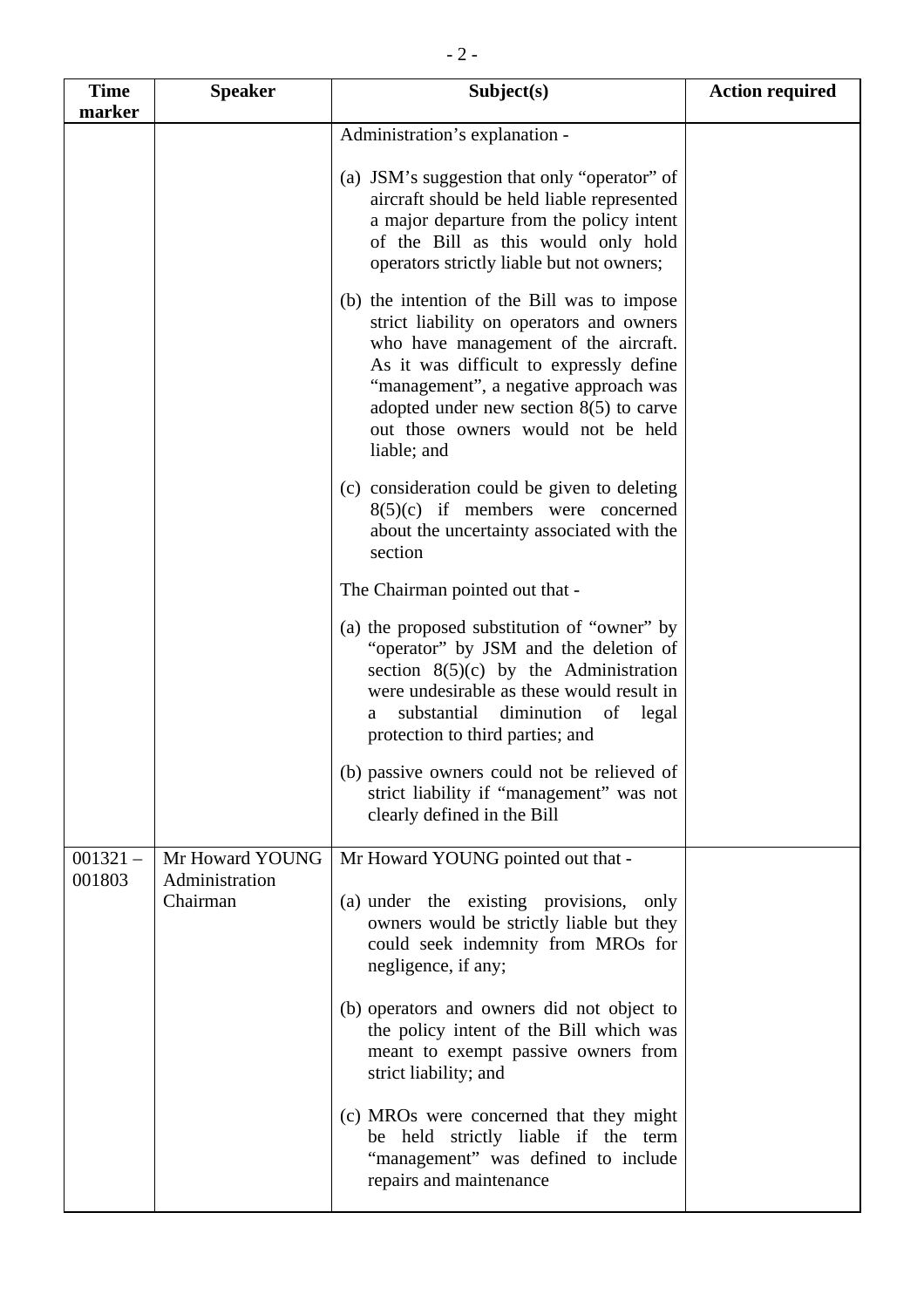| Time marker | Speaker | Subject(s) | Action required |
|---|---|---|---|
| | | Administration's explanation -<br><br>(a) JSM's suggestion that only "operator" of aircraft should be held liable represented a major departure from the policy intent of the Bill as this would only hold operators strictly liable but not owners;<br><br>(b) the intention of the Bill was to impose strict liability on operators and owners who have management of the aircraft. As it was difficult to expressly define "management", a negative approach was adopted under new section 8(5) to carve out those owners would not be held liable; and<br><br>(c) consideration could be given to deleting 8(5)(c) if members were concerned about the uncertainty associated with the section<br><br>The Chairman pointed out that -<br><br>(a) the proposed substitution of "owner" by "operator" by JSM and the deletion of section 8(5)(c) by the Administration were undesirable as these would result in a substantial diminution of legal protection to third parties; and<br><br>(b) passive owners could not be relieved of strict liability if "management" was not clearly defined in the Bill | |
| 001321 – 001803 | Mr Howard YOUNG<br>Administration<br>Chairman | Mr Howard YOUNG pointed out that -<br><br>(a) under the existing provisions, only owners would be strictly liable but they could seek indemnity from MROs for negligence, if any;<br><br>(b) operators and owners did not object to the policy intent of the Bill which was meant to exempt passive owners from strict liability; and<br><br>(c) MROs were concerned that they might be held strictly liable if the term "management" was defined to include repairs and maintenance | |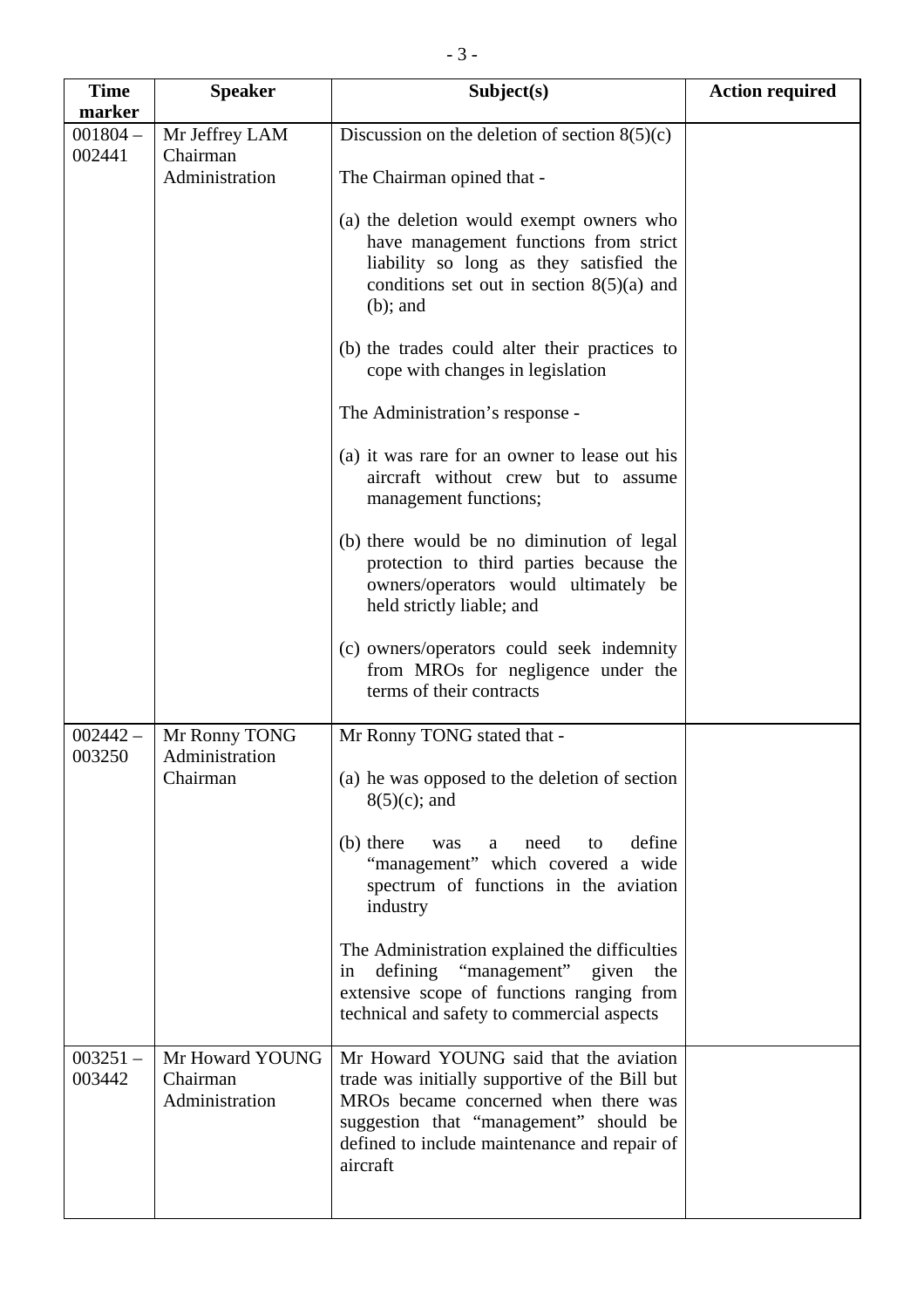| Time marker | Speaker | Subject(s) | Action required |
|---|---|---|---|
| 001804 – 002441 | Mr Jeffrey LAM<br>Chairman<br>Administration | Discussion on the deletion of section 8(5)(c)<br><br>The Chairman opined that -<br><br>(a) the deletion would exempt owners who have management functions from strict liability so long as they satisfied the conditions set out in section 8(5)(a) and (b); and<br><br>(b) the trades could alter their practices to cope with changes in legislation<br><br>The Administration's response -<br><br>(a) it was rare for an owner to lease out his aircraft without crew but to assume management functions;<br><br>(b) there would be no diminution of legal protection to third parties because the owners/operators would ultimately be held strictly liable; and<br><br>(c) owners/operators could seek indemnity from MROs for negligence under the terms of their contracts | |
| 002442 – 003250 | Mr Ronny TONG<br>Administration<br>Chairman | Mr Ronny TONG stated that -<br><br>(a) he was opposed to the deletion of section 8(5)(c); and<br><br>(b) there was a need to define "management" which covered a wide spectrum of functions in the aviation industry<br><br>The Administration explained the difficulties in defining "management" given the extensive scope of functions ranging from technical and safety to commercial aspects | |
| 003251 – 003442 | Mr Howard YOUNG<br>Chairman<br>Administration | Mr Howard YOUNG said that the aviation trade was initially supportive of the Bill but MROs became concerned when there was suggestion that "management" should be defined to include maintenance and repair of aircraft | |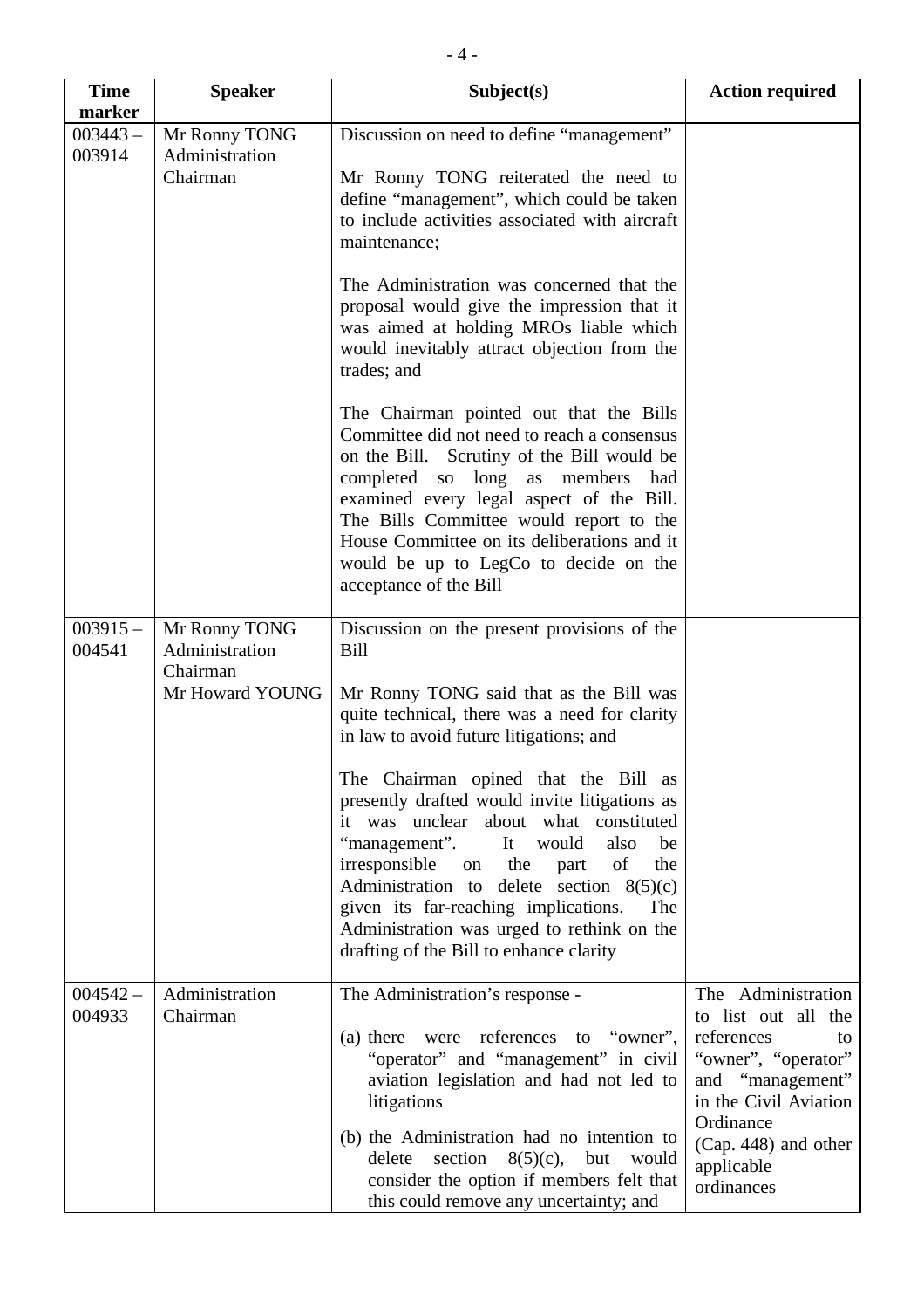| Time marker | Speaker | Subject(s) | Action required |
|---|---|---|---|
| 003443 – 003914 | Mr Ronny TONG<br>Administration<br>Chairman | Discussion on need to define "management"<br><br>Mr Ronny TONG reiterated the need to define "management", which could be taken to include activities associated with aircraft maintenance;<br><br>The Administration was concerned that the proposal would give the impression that it was aimed at holding MROs liable which would inevitably attract objection from the trades; and<br><br>The Chairman pointed out that the Bills Committee did not need to reach a consensus on the Bill. Scrutiny of the Bill would be completed so long as members had examined every legal aspect of the Bill. The Bills Committee would report to the House Committee on its deliberations and it would be up to LegCo to decide on the acceptance of the Bill | |
| 003915 – 004541 | Mr Ronny TONG<br>Administration<br>Chairman<br>Mr Howard YOUNG | Discussion on the present provisions of the Bill<br><br>Mr Ronny TONG said that as the Bill was quite technical, there was a need for clarity in law to avoid future litigations; and<br><br>The Chairman opined that the Bill as presently drafted would invite litigations as it was unclear about what constituted "management". It would also be irresponsible on the part of the Administration to delete section 8(5)(c) given its far-reaching implications. The Administration was urged to rethink on the drafting of the Bill to enhance clarity | |
| 004542 – 004933 | Administration<br>Chairman | The Administration's response -<br><br>(a) there were references to "owner", "operator" and "management" in civil aviation legislation and had not led to litigations<br><br>(b) the Administration had no intention to delete section 8(5)(c), but would consider the option if members felt that this could remove any uncertainty; and | The Administration to list out all the references to "owner", "operator" and "management" in the Civil Aviation Ordinance (Cap. 448) and other applicable ordinances |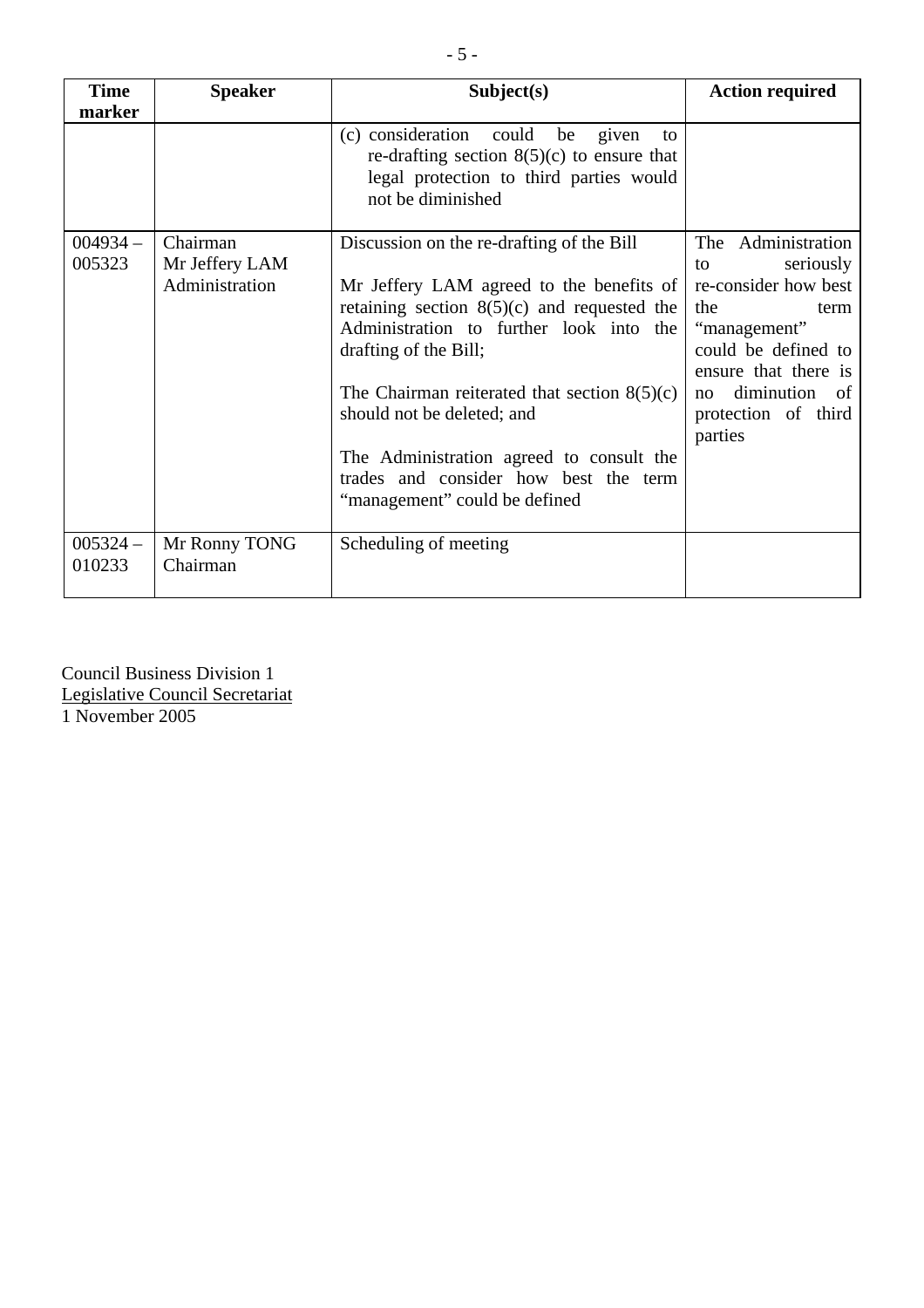| Time marker | Speaker | Subject(s) | Action required |
|---|---|---|---|
| | | (c) consideration could be given to re-drafting section 8(5)(c) to ensure that legal protection to third parties would not be diminished | |
| 004934 – 005323 | Chairman<br>Mr Jeffery LAM<br>Administration | Discussion on the re-drafting of the Bill<br><br>Mr Jeffery LAM agreed to the benefits of retaining section 8(5)(c) and requested the Administration to further look into the drafting of the Bill;<br><br>The Chairman reiterated that section 8(5)(c) should not be deleted; and<br><br>The Administration agreed to consult the trades and consider how best the term "management" could be defined | The Administration to seriously re-consider how best the term "management" could be defined to ensure that there is no diminution of protection of third parties |
| 005324 – 010233 | Mr Ronny TONG<br>Chairman | Scheduling of meeting | |

Council Business Division 1
Legislative Council Secretariat
1 November 2005